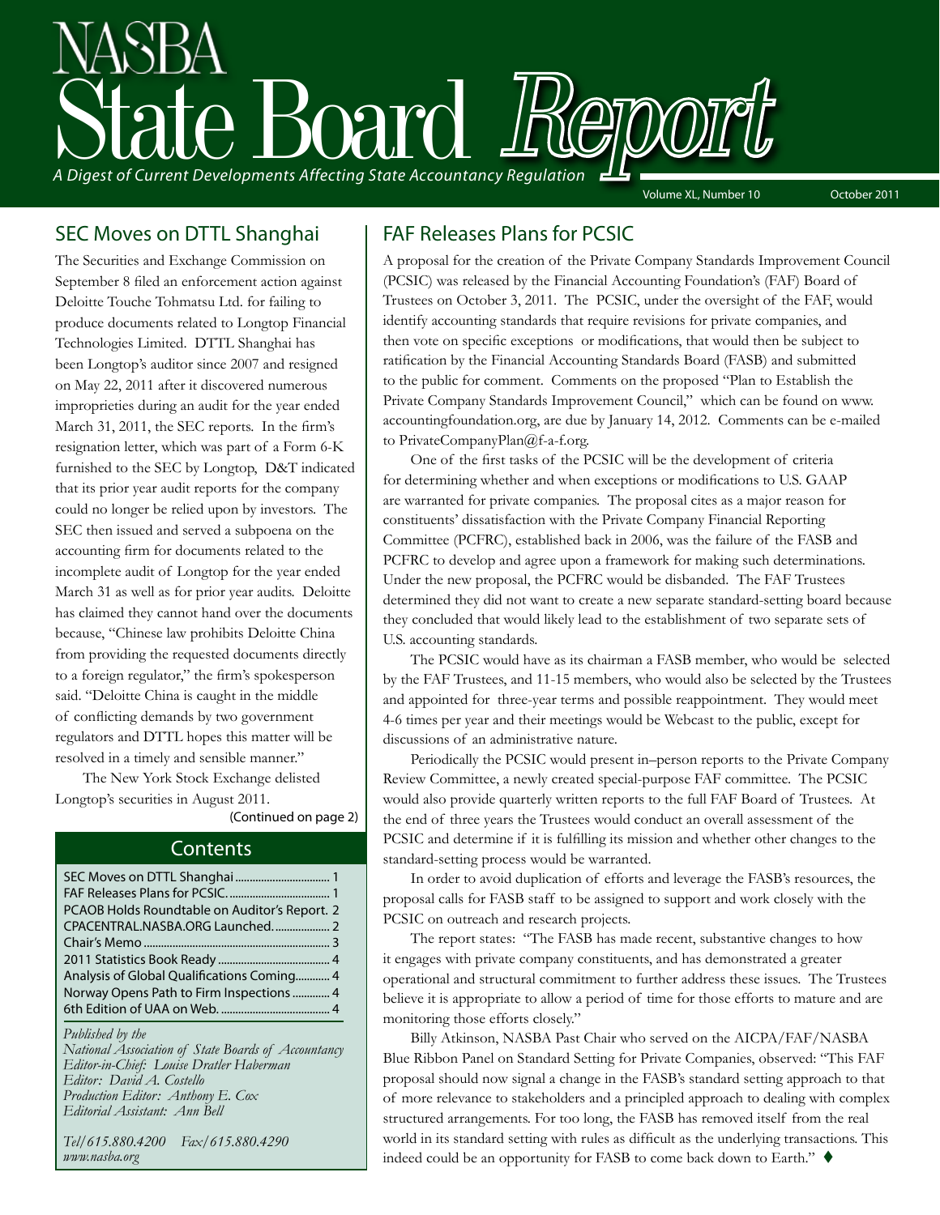# NASBA State Board Report

*A Digest of Current Developments Affecting State Accountancy Regulation*

Volume XL, Number 10 — October 2011

## SEC Moves on DTTL Shanghai

The Securities and Exchange Commission on September 8 filed an enforcement action against Deloitte Touche Tohmatsu Ltd. for failing to produce documents related to Longtop Financial Technologies Limited. DTTL Shanghai has been Longtop's auditor since 2007 and resigned on May 22, 2011 after it discovered numerous improprieties during an audit for the year ended March 31, 2011, the SEC reports. In the firm's resignation letter, which was part of a Form 6-K furnished to the SEC by Longtop, D&T indicated that its prior year audit reports for the company could no longer be relied upon by investors. The SEC then issued and served a subpoena on the accounting firm for documents related to the incomplete audit of Longtop for the year ended March 31 as well as for prior year audits. Deloitte has claimed they cannot hand over the documents because, "Chinese law prohibits Deloitte China from providing the requested documents directly to a foreign regulator," the firm's spokesperson said. "Deloitte China is caught in the middle of conflicting demands by two government regulators and DTTL hopes this matter will be resolved in a timely and sensible manner."

The New York Stock Exchange delisted Longtop's securities in August 2011.

(Continued on page 2)

## Contents

| | |
|---|---|
| SEC Moves on DTTL Shanghai | 1 |
| FAF Releases Plans for PCSIC. | 1 |
| PCAOB Holds Roundtable on Auditor's Report. | 2 |
| CPACENTRAL.NASBA.ORG Launched. | 2 |
| Chair's Memo | 3 |
| 2011 Statistics Book Ready | 4 |
| Analysis of Global Qualifications Coming | 4 |
| Norway Opens Path to Firm Inspections | 4 |
| 6th Edition of UAA on Web. | 4 |

*Published by the*
*National Association of State Boards of Accountancy*
*Editor-in-Chief: Louise Dratler Haberman*
*Editor: David A. Costello*
*Production Editor: Anthony E. Cox*
*Editorial Assistant: Ann Bell*

*Tel/615.880.4200 Fax/615.880.4290*
*www.nasba.org*

## FAF Releases Plans for PCSIC

A proposal for the creation of the Private Company Standards Improvement Council (PCSIC) was released by the Financial Accounting Foundation's (FAF) Board of Trustees on October 3, 2011. The PCSIC, under the oversight of the FAF, would identify accounting standards that require revisions for private companies, and then vote on specific exceptions or modifications, that would then be subject to ratification by the Financial Accounting Standards Board (FASB) and submitted to the public for comment. Comments on the proposed "Plan to Establish the Private Company Standards Improvement Council," which can be found on www.accountingfoundation.org, are due by January 14, 2012. Comments can be e-mailed to PrivateCompanyPlan@f-a-f.org.

One of the first tasks of the PCSIC will be the development of criteria for determining whether and when exceptions or modifications to U.S. GAAP are warranted for private companies. The proposal cites as a major reason for constituents' dissatisfaction with the Private Company Financial Reporting Committee (PCFRC), established back in 2006, was the failure of the FASB and PCFRC to develop and agree upon a framework for making such determinations. Under the new proposal, the PCFRC would be disbanded. The FAF Trustees determined they did not want to create a new separate standard-setting board because they concluded that would likely lead to the establishment of two separate sets of U.S. accounting standards.

The PCSIC would have as its chairman a FASB member, who would be selected by the FAF Trustees, and 11-15 members, who would also be selected by the Trustees and appointed for three-year terms and possible reappointment. They would meet 4-6 times per year and their meetings would be Webcast to the public, except for discussions of an administrative nature.

Periodically the PCSIC would present in–person reports to the Private Company Review Committee, a newly created special-purpose FAF committee. The PCSIC would also provide quarterly written reports to the full FAF Board of Trustees. At the end of three years the Trustees would conduct an overall assessment of the PCSIC and determine if it is fulfilling its mission and whether other changes to the standard-setting process would be warranted.

In order to avoid duplication of efforts and leverage the FASB's resources, the proposal calls for FASB staff to be assigned to support and work closely with the PCSIC on outreach and research projects.

The report states: "The FASB has made recent, substantive changes to how it engages with private company constituents, and has demonstrated a greater operational and structural commitment to further address these issues. The Trustees believe it is appropriate to allow a period of time for those efforts to mature and are monitoring those efforts closely."

Billy Atkinson, NASBA Past Chair who served on the AICPA/FAF/NASBA Blue Ribbon Panel on Standard Setting for Private Companies, observed: "This FAF proposal should now signal a change in the FASB's standard setting approach to that of more relevance to stakeholders and a principled approach to dealing with complex structured arrangements. For too long, the FASB has removed itself from the real world in its standard setting with rules as difficult as the underlying transactions. This indeed could be an opportunity for FASB to come back down to Earth." ♦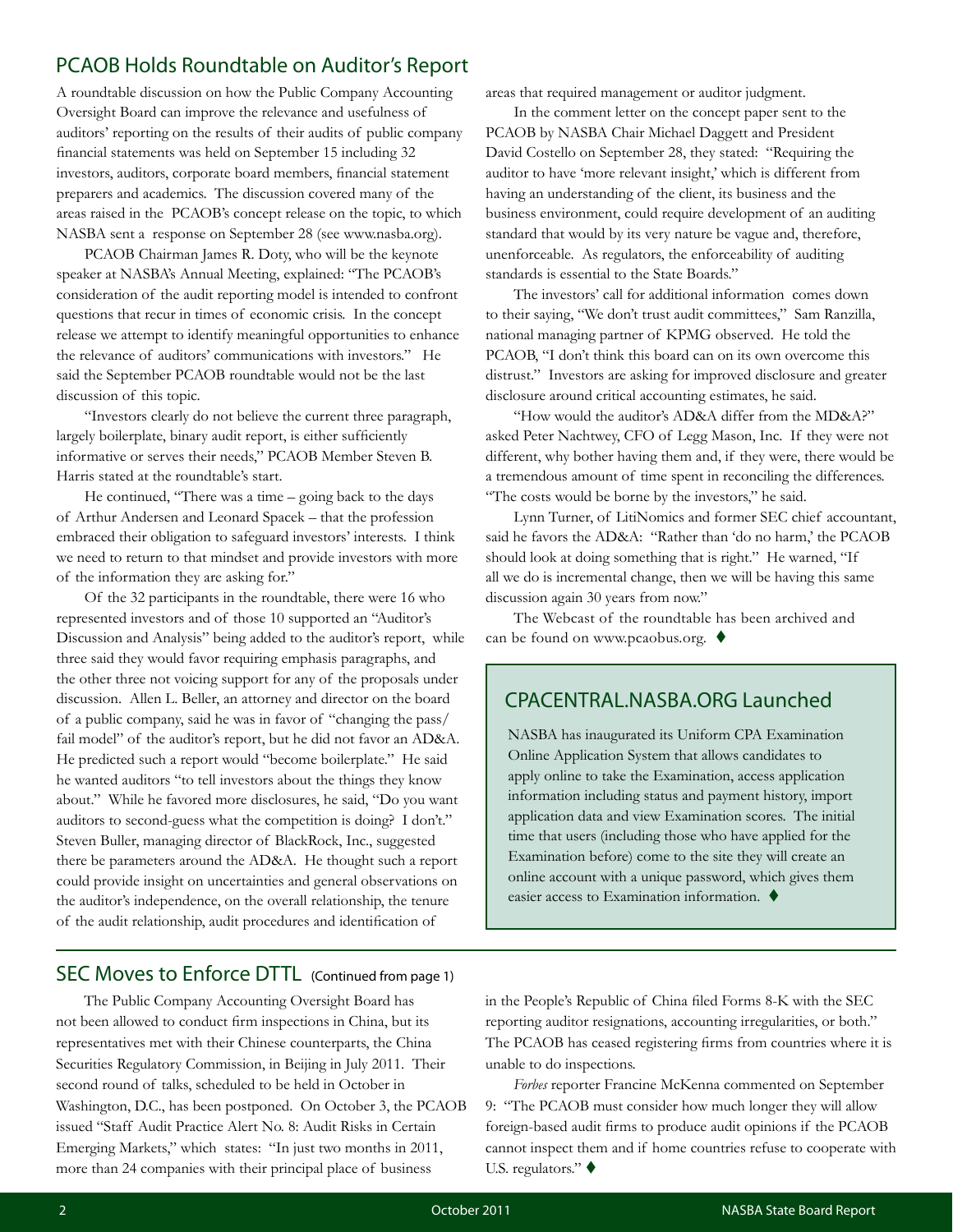## PCAOB Holds Roundtable on Auditor's Report

A roundtable discussion on how the Public Company Accounting Oversight Board can improve the relevance and usefulness of auditors' reporting on the results of their audits of public company financial statements was held on September 15 including 32 investors, auditors, corporate board members, financial statement preparers and academics. The discussion covered many of the areas raised in the PCAOB's concept release on the topic, to which NASBA sent a response on September 28 (see www.nasba.org).

PCAOB Chairman James R. Doty, who will be the keynote speaker at NASBA's Annual Meeting, explained: "The PCAOB's consideration of the audit reporting model is intended to confront questions that recur in times of economic crisis. In the concept release we attempt to identify meaningful opportunities to enhance the relevance of auditors' communications with investors." He said the September PCAOB roundtable would not be the last discussion of this topic.

"Investors clearly do not believe the current three paragraph, largely boilerplate, binary audit report, is either sufficiently informative or serves their needs," PCAOB Member Steven B. Harris stated at the roundtable's start.

He continued, "There was a time – going back to the days of Arthur Andersen and Leonard Spacek – that the profession embraced their obligation to safeguard investors' interests. I think we need to return to that mindset and provide investors with more of the information they are asking for."

Of the 32 participants in the roundtable, there were 16 who represented investors and of those 10 supported an "Auditor's Discussion and Analysis" being added to the auditor's report, while three said they would favor requiring emphasis paragraphs, and the other three not voicing support for any of the proposals under discussion. Allen L. Beller, an attorney and director on the board of a public company, said he was in favor of "changing the pass/fail model" of the auditor's report, but he did not favor an AD&A. He predicted such a report would "become boilerplate." He said he wanted auditors "to tell investors about the things they know about." While he favored more disclosures, he said, "Do you want auditors to second-guess what the competition is doing? I don't." Steven Buller, managing director of BlackRock, Inc., suggested there be parameters around the AD&A. He thought such a report could provide insight on uncertainties and general observations on the auditor's independence, on the overall relationship, the tenure of the audit relationship, audit procedures and identification of areas that required management or auditor judgment.

In the comment letter on the concept paper sent to the PCAOB by NASBA Chair Michael Daggett and President David Costello on September 28, they stated: "Requiring the auditor to have 'more relevant insight,' which is different from having an understanding of the client, its business and the business environment, could require development of an auditing standard that would by its very nature be vague and, therefore, unenforceable. As regulators, the enforceability of auditing standards is essential to the State Boards."

The investors' call for additional information comes down to their saying, "We don't trust audit committees," Sam Ranzilla, national managing partner of KPMG observed. He told the PCAOB, "I don't think this board can on its own overcome this distrust." Investors are asking for improved disclosure and greater disclosure around critical accounting estimates, he said.

"How would the auditor's AD&A differ from the MD&A?" asked Peter Nachtwey, CFO of Legg Mason, Inc. If they were not different, why bother having them and, if they were, there would be a tremendous amount of time spent in reconciling the differences. "The costs would be borne by the investors," he said.

Lynn Turner, of LitiNomics and former SEC chief accountant, said he favors the AD&A: "Rather than 'do no harm,' the PCAOB should look at doing something that is right." He warned, "If all we do is incremental change, then we will be having this same discussion again 30 years from now."

The Webcast of the roundtable has been archived and can be found on www.pcaobus.org. ♦

## CPACENTRAL.NASBA.ORG Launched

NASBA has inaugurated its Uniform CPA Examination Online Application System that allows candidates to apply online to take the Examination, access application information including status and payment history, import application data and view Examination scores. The initial time that users (including those who have applied for the Examination before) come to the site they will create an online account with a unique password, which gives them easier access to Examination information. ♦

## SEC Moves to Enforce DTTL (Continued from page 1)

The Public Company Accounting Oversight Board has not been allowed to conduct firm inspections in China, but its representatives met with their Chinese counterparts, the China Securities Regulatory Commission, in Beijing in July 2011. Their second round of talks, scheduled to be held in October in Washington, D.C., has been postponed. On October 3, the PCAOB issued "Staff Audit Practice Alert No. 8: Audit Risks in Certain Emerging Markets," which states: "In just two months in 2011, more than 24 companies with their principal place of business in the People's Republic of China filed Forms 8-K with the SEC reporting auditor resignations, accounting irregularities, or both." The PCAOB has ceased registering firms from countries where it is unable to do inspections.

*Forbes* reporter Francine McKenna commented on September 9: "The PCAOB must consider how much longer they will allow foreign-based audit firms to produce audit opinions if the PCAOB cannot inspect them and if home countries refuse to cooperate with U.S. regulators." ♦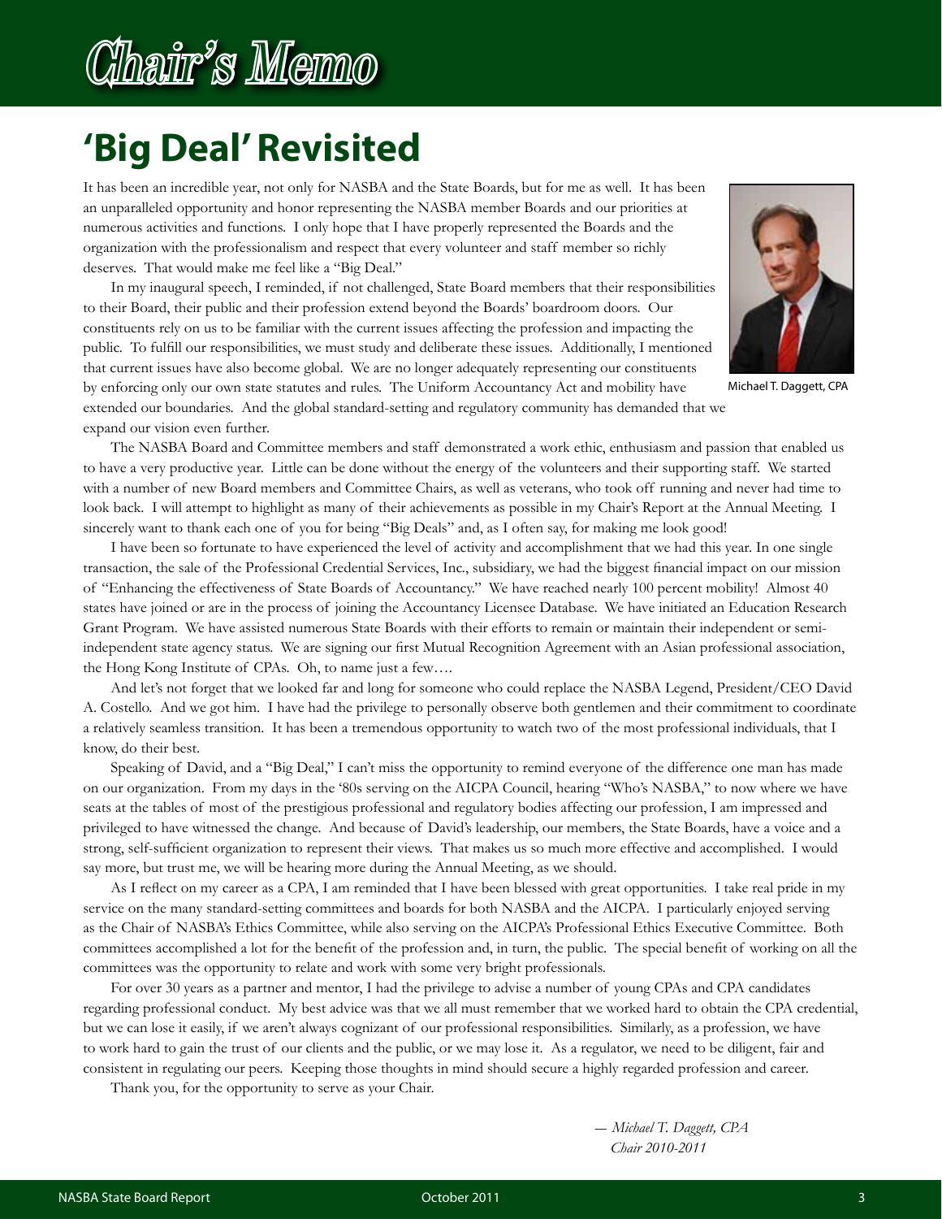# Chair's Memo

## 'Big Deal' Revisited

It has been an incredible year, not only for NASBA and the State Boards, but for me as well. It has been an unparalleled opportunity and honor representing the NASBA member Boards and our priorities at numerous activities and functions. I only hope that I have properly represented the Boards and the organization with the professionalism and respect that every volunteer and staff member so richly deserves. That would make me feel like a "Big Deal."

In my inaugural speech, I reminded, if not challenged, State Board members that their responsibilities to their Board, their public and their profession extend beyond the Boards' boardroom doors. Our constituents rely on us to be familiar with the current issues affecting the profession and impacting the public. To fulfill our responsibilities, we must study and deliberate these issues. Additionally, I mentioned that current issues have also become global. We are no longer adequately representing our constituents by enforcing only our own state statutes and rules. The Uniform Accountancy Act and mobility have extended our boundaries. And the global standard-setting and regulatory community has demanded that we expand our vision even further.

Michael T. Daggett, CPA

The NASBA Board and Committee members and staff demonstrated a work ethic, enthusiasm and passion that enabled us to have a very productive year. Little can be done without the energy of the volunteers and their supporting staff. We started with a number of new Board members and Committee Chairs, as well as veterans, who took off running and never had time to look back. I will attempt to highlight as many of their achievements as possible in my Chair's Report at the Annual Meeting. I sincerely want to thank each one of you for being "Big Deals" and, as I often say, for making me look good!

I have been so fortunate to have experienced the level of activity and accomplishment that we had this year. In one single transaction, the sale of the Professional Credential Services, Inc., subsidiary, we had the biggest financial impact on our mission of "Enhancing the effectiveness of State Boards of Accountancy." We have reached nearly 100 percent mobility! Almost 40 states have joined or are in the process of joining the Accountancy Licensee Database. We have initiated an Education Research Grant Program. We have assisted numerous State Boards with their efforts to remain or maintain their independent or semi-independent state agency status. We are signing our first Mutual Recognition Agreement with an Asian professional association, the Hong Kong Institute of CPAs. Oh, to name just a few….

And let's not forget that we looked far and long for someone who could replace the NASBA Legend, President/CEO David A. Costello. And we got him. I have had the privilege to personally observe both gentlemen and their commitment to coordinate a relatively seamless transition. It has been a tremendous opportunity to watch two of the most professional individuals, that I know, do their best.

Speaking of David, and a "Big Deal," I can't miss the opportunity to remind everyone of the difference one man has made on our organization. From my days in the '80s serving on the AICPA Council, hearing "Who's NASBA," to now where we have seats at the tables of most of the prestigious professional and regulatory bodies affecting our profession, I am impressed and privileged to have witnessed the change. And because of David's leadership, our members, the State Boards, have a voice and a strong, self-sufficient organization to represent their views. That makes us so much more effective and accomplished. I would say more, but trust me, we will be hearing more during the Annual Meeting, as we should.

As I reflect on my career as a CPA, I am reminded that I have been blessed with great opportunities. I take real pride in my service on the many standard-setting committees and boards for both NASBA and the AICPA. I particularly enjoyed serving as the Chair of NASBA's Ethics Committee, while also serving on the AICPA's Professional Ethics Executive Committee. Both committees accomplished a lot for the benefit of the profession and, in turn, the public. The special benefit of working on all the committees was the opportunity to relate and work with some very bright professionals.

For over 30 years as a partner and mentor, I had the privilege to advise a number of young CPAs and CPA candidates regarding professional conduct. My best advice was that we all must remember that we worked hard to obtain the CPA credential, but we can lose it easily, if we aren't always cognizant of our professional responsibilities. Similarly, as a profession, we have to work hard to gain the trust of our clients and the public, or we may lose it. As a regulator, we need to be diligent, fair and consistent in regulating our peers. Keeping those thoughts in mind should secure a highly regarded profession and career.

Thank you, for the opportunity to serve as your Chair.

*— Michael T. Daggett, CPA*
*Chair 2010-2011*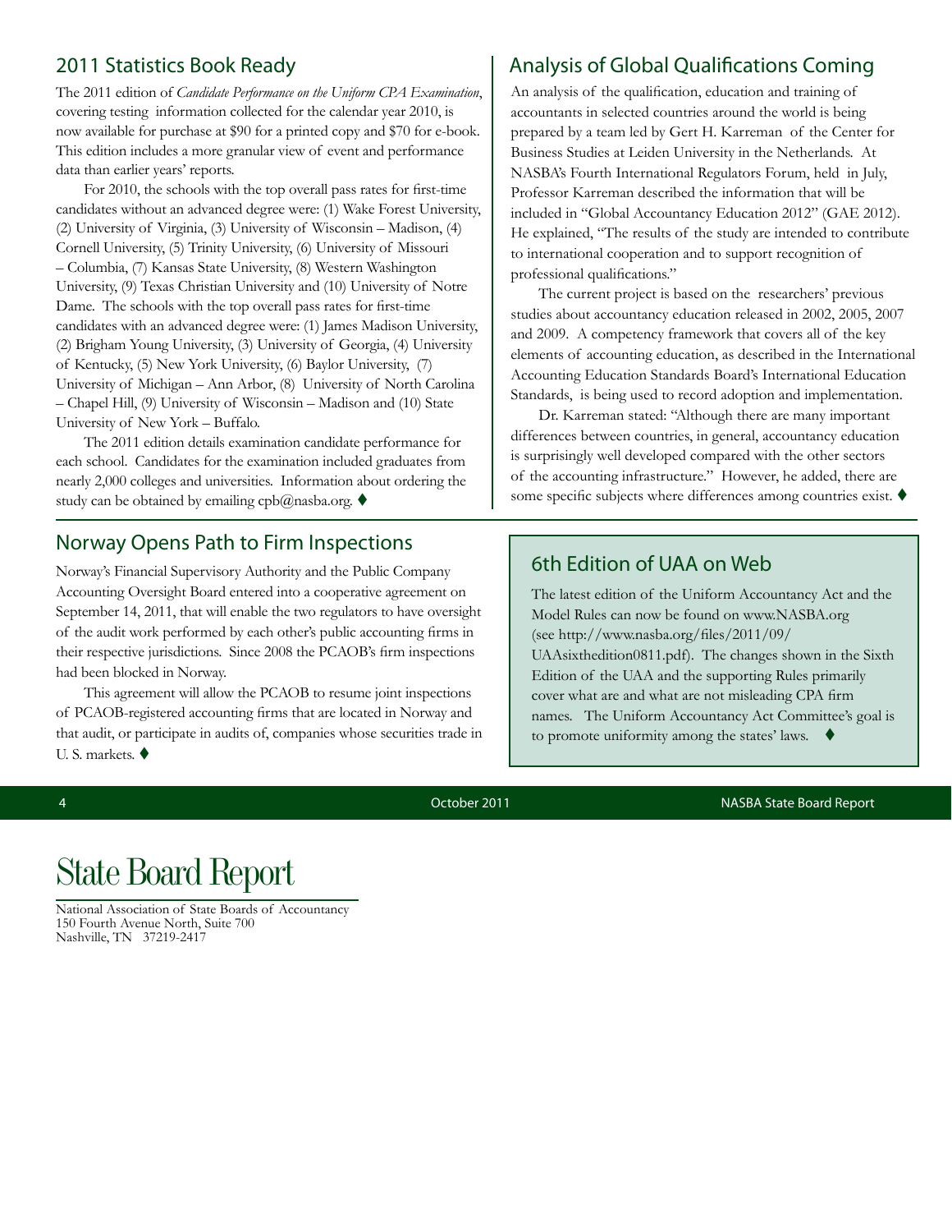## 2011 Statistics Book Ready

The 2011 edition of *Candidate Performance on the Uniform CPA Examination*, covering testing information collected for the calendar year 2010, is now available for purchase at $90 for a printed copy and $70 for e-book. This edition includes a more granular view of event and performance data than earlier years' reports.

For 2010, the schools with the top overall pass rates for first-time candidates without an advanced degree were: (1) Wake Forest University, (2) University of Virginia, (3) University of Wisconsin – Madison, (4) Cornell University, (5) Trinity University, (6) University of Missouri – Columbia, (7) Kansas State University, (8) Western Washington University, (9) Texas Christian University and (10) University of Notre Dame. The schools with the top overall pass rates for first-time candidates with an advanced degree were: (1) James Madison University, (2) Brigham Young University, (3) University of Georgia, (4) University of Kentucky, (5) New York University, (6) Baylor University, (7) University of Michigan – Ann Arbor, (8) University of North Carolina – Chapel Hill, (9) University of Wisconsin – Madison and (10) State University of New York – Buffalo.

The 2011 edition details examination candidate performance for each school. Candidates for the examination included graduates from nearly 2,000 colleges and universities. Information about ordering the study can be obtained by emailing cpb@nasba.org. ♦

## Analysis of Global Qualifications Coming

An analysis of the qualification, education and training of accountants in selected countries around the world is being prepared by a team led by Gert H. Karreman of the Center for Business Studies at Leiden University in the Netherlands. At NASBA's Fourth International Regulators Forum, held in July, Professor Karreman described the information that will be included in "Global Accountancy Education 2012" (GAE 2012). He explained, "The results of the study are intended to contribute to international cooperation and to support recognition of professional qualifications."

The current project is based on the researchers' previous studies about accountancy education released in 2002, 2005, 2007 and 2009. A competency framework that covers all of the key elements of accounting education, as described in the International Accounting Education Standards Board's International Education Standards, is being used to record adoption and implementation.

Dr. Karreman stated: "Although there are many important differences between countries, in general, accountancy education is surprisingly well developed compared with the other sectors of the accounting infrastructure." However, he added, there are some specific subjects where differences among countries exist. ♦

## Norway Opens Path to Firm Inspections

Norway's Financial Supervisory Authority and the Public Company Accounting Oversight Board entered into a cooperative agreement on September 14, 2011, that will enable the two regulators to have oversight of the audit work performed by each other's public accounting firms in their respective jurisdictions. Since 2008 the PCAOB's firm inspections had been blocked in Norway.

This agreement will allow the PCAOB to resume joint inspections of PCAOB-registered accounting firms that are located in Norway and that audit, or participate in audits of, companies whose securities trade in U. S. markets. ♦

## 6th Edition of UAA on Web

The latest edition of the Uniform Accountancy Act and the Model Rules can now be found on www.NASBA.org (see http://www.nasba.org/files/2011/09/UAAsixthedition0811.pdf). The changes shown in the Sixth Edition of the UAA and the supporting Rules primarily cover what are and what are not misleading CPA firm names. The Uniform Accountancy Act Committee's goal is to promote uniformity among the states' laws. ♦

# State Board Report

National Association of State Boards of Accountancy
150 Fourth Avenue North, Suite 700
Nashville, TN 37219-2417